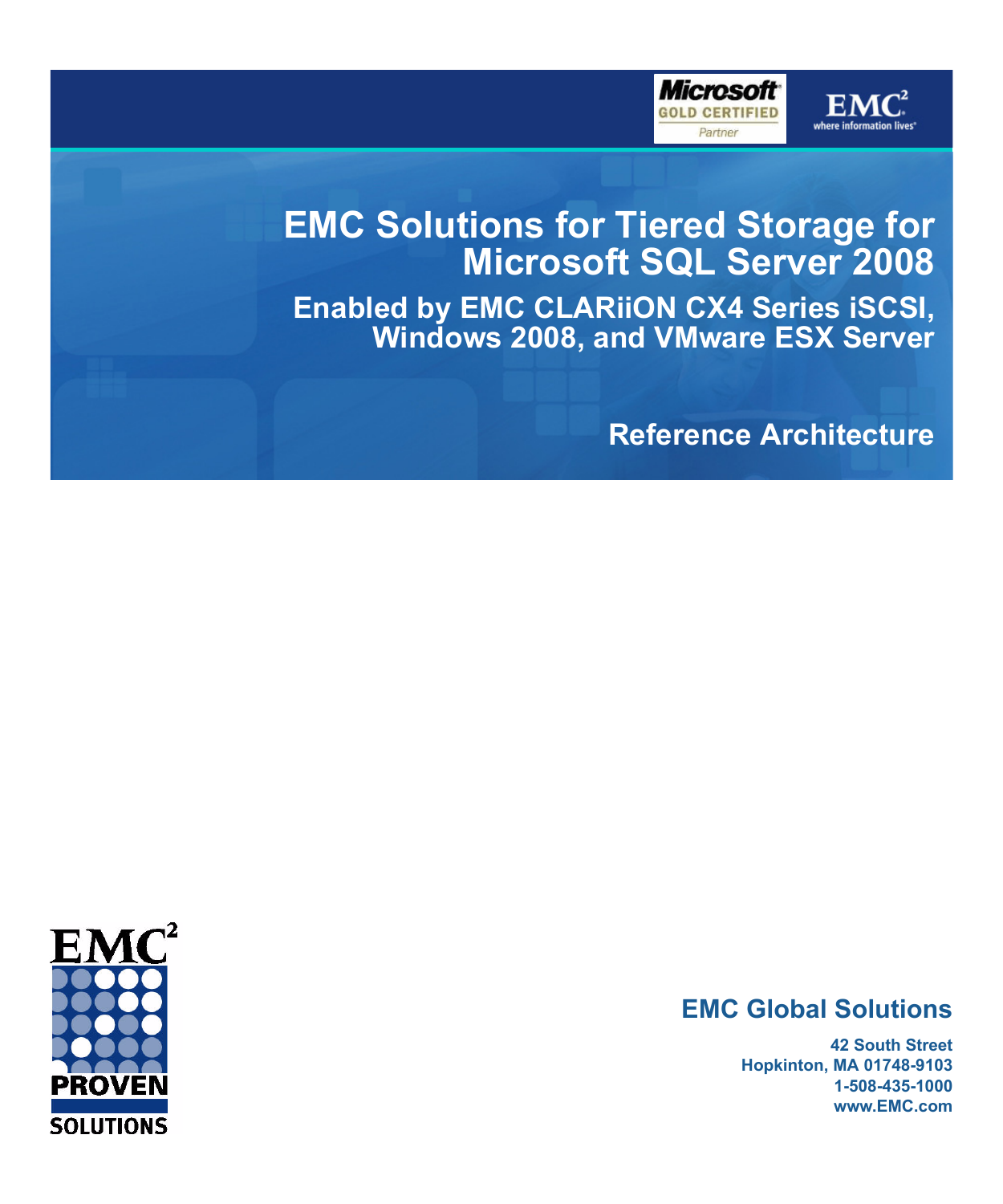# EMC Solutions for Tiered Storage for Microsoft SQL Server 2008

## Enabled by EMC CLARiiON CX4 Series iSCSI, Windows 2008, and VMware ESX Server

### Reference Architecture

**EMC Global Solutions**

**42 South Street**
**Hopkinton, MA 01748-9103**
**1-508-435-1000**
**www.EMC.com**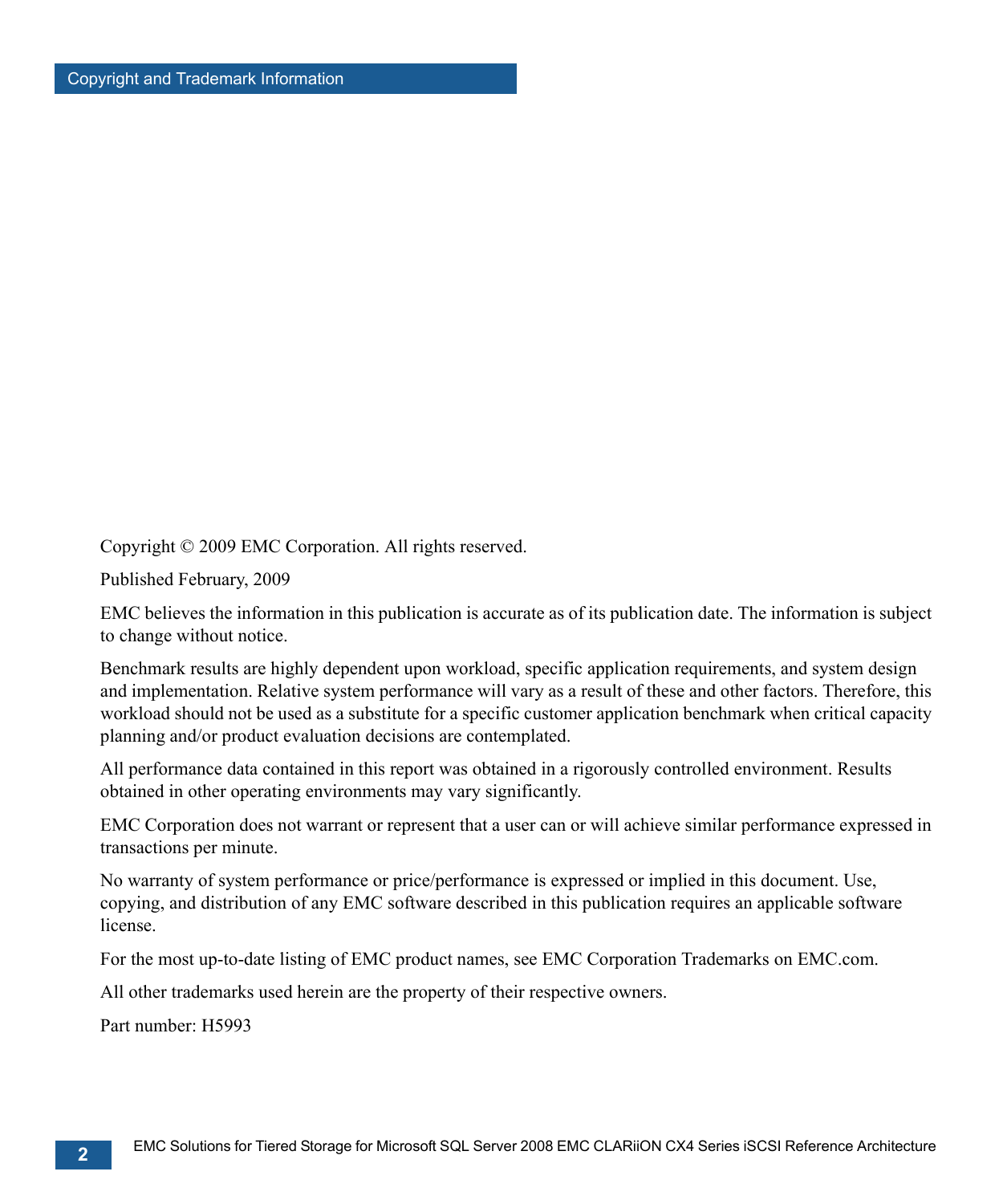# Copyright and Trademark Information

Copyright © 2009 EMC Corporation. All rights reserved.

Published February, 2009

EMC believes the information in this publication is accurate as of its publication date. The information is subject to change without notice.

Benchmark results are highly dependent upon workload, specific application requirements, and system design and implementation. Relative system performance will vary as a result of these and other factors. Therefore, this workload should not be used as a substitute for a specific customer application benchmark when critical capacity planning and/or product evaluation decisions are contemplated.

All performance data contained in this report was obtained in a rigorously controlled environment. Results obtained in other operating environments may vary significantly.

EMC Corporation does not warrant or represent that a user can or will achieve similar performance expressed in transactions per minute.

No warranty of system performance or price/performance is expressed or implied in this document. Use, copying, and distribution of any EMC software described in this publication requires an applicable software license.

For the most up-to-date listing of EMC product names, see EMC Corporation Trademarks on EMC.com.

All other trademarks used herein are the property of their respective owners.

Part number: H5993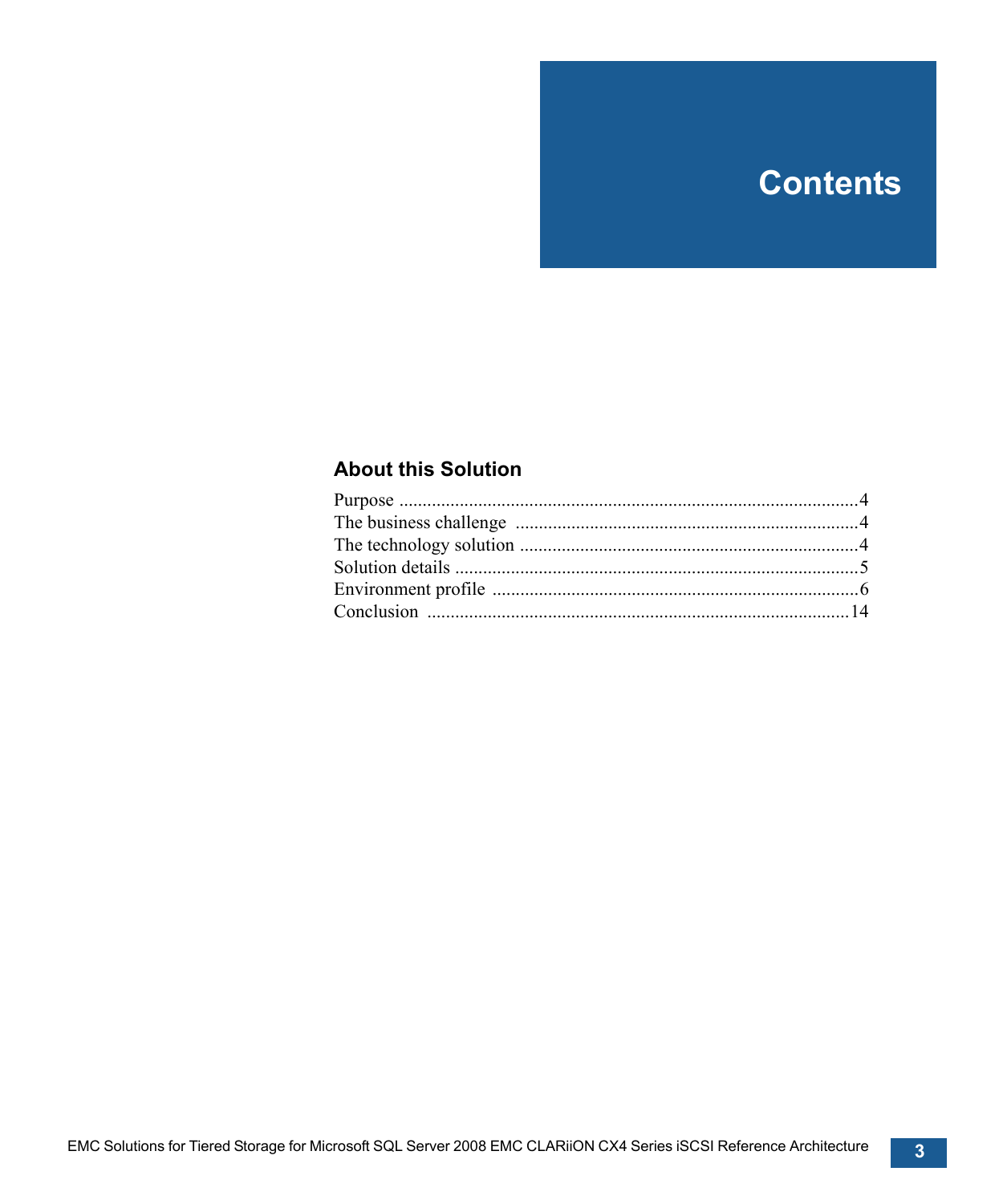# Contents

## About this Solution

Purpose ...................................................................................................4
The business challenge ..........................................................................4
The technology solution .........................................................................4
Solution details .......................................................................................5
Environment profile ...............................................................................6
Conclusion ..........................................................................................14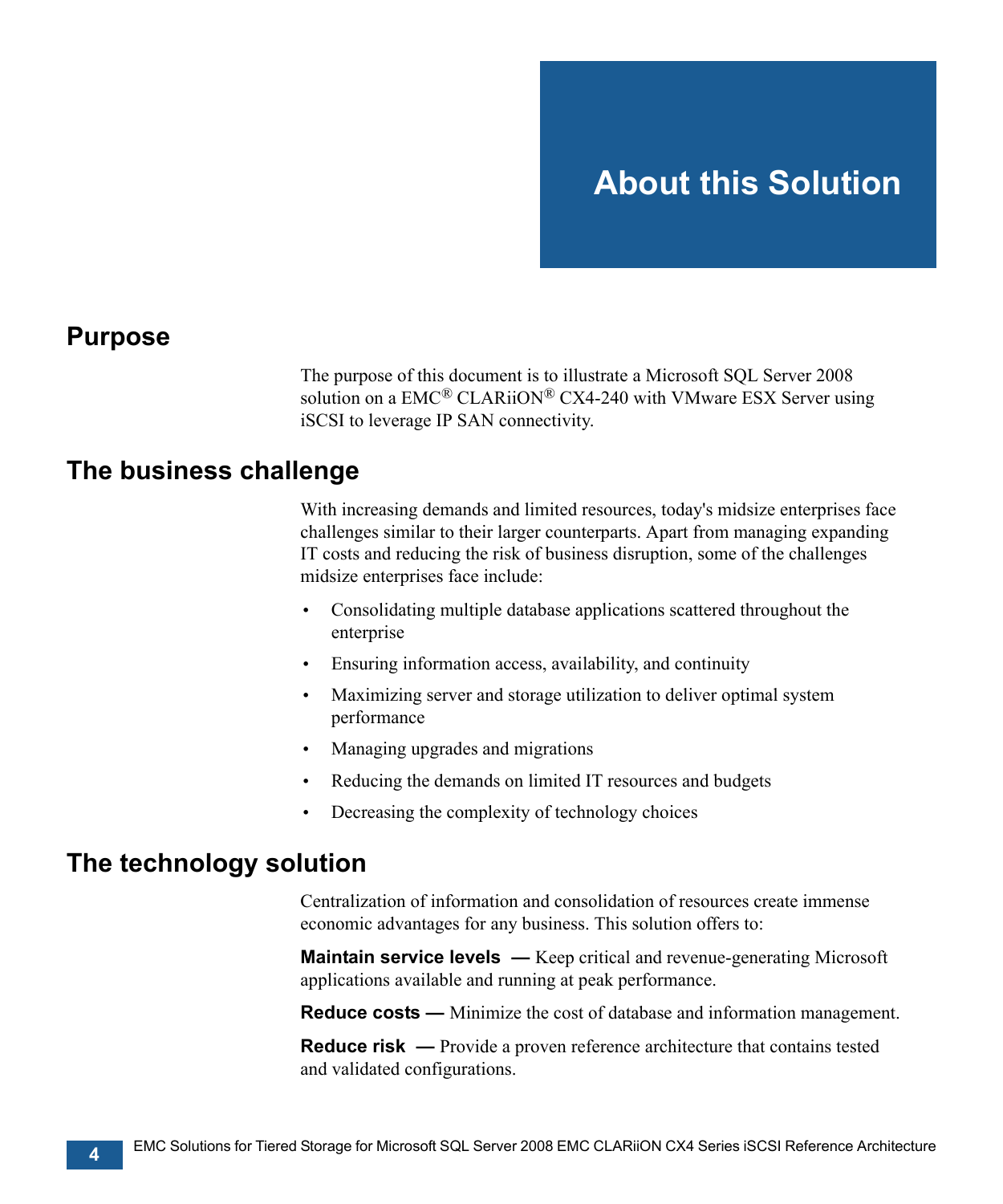# About this Solution

## Purpose

The purpose of this document is to illustrate a Microsoft SQL Server 2008 solution on a EMC® CLARiiON® CX4-240 with VMware ESX Server using iSCSI to leverage IP SAN connectivity.

## The business challenge

With increasing demands and limited resources, today's midsize enterprises face challenges similar to their larger counterparts. Apart from managing expanding IT costs and reducing the risk of business disruption, some of the challenges midsize enterprises face include:

- Consolidating multiple database applications scattered throughout the enterprise
- Ensuring information access, availability, and continuity
- Maximizing server and storage utilization to deliver optimal system performance
- Managing upgrades and migrations
- Reducing the demands on limited IT resources and budgets
- Decreasing the complexity of technology choices

## The technology solution

Centralization of information and consolidation of resources create immense economic advantages for any business. This solution offers to:

**Maintain service levels —** Keep critical and revenue-generating Microsoft applications available and running at peak performance.

**Reduce costs —** Minimize the cost of database and information management.

**Reduce risk —** Provide a proven reference architecture that contains tested and validated configurations.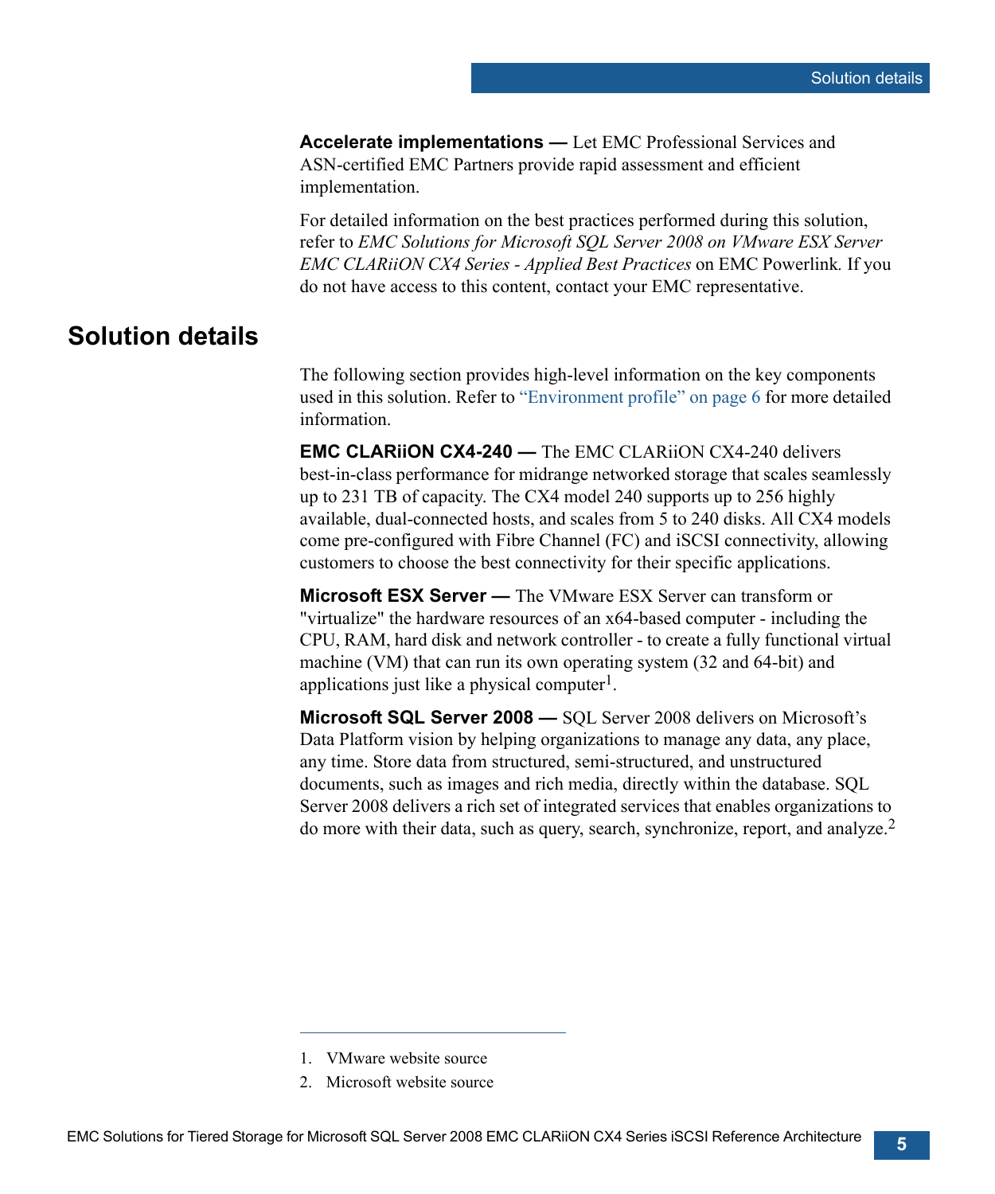**Accelerate implementations —** Let EMC Professional Services and ASN-certified EMC Partners provide rapid assessment and efficient implementation.

For detailed information on the best practices performed during this solution, refer to *EMC Solutions for Microsoft SQL Server 2008 on VMware ESX Server EMC CLARiiON CX4 Series - Applied Best Practices* on EMC Powerlink. If you do not have access to this content, contact your EMC representative.

## Solution details

The following section provides high-level information on the key components used in this solution. Refer to "Environment profile" on page 6 for more detailed information.

**EMC CLARiiON CX4-240 —** The EMC CLARiiON CX4-240 delivers best-in-class performance for midrange networked storage that scales seamlessly up to 231 TB of capacity. The CX4 model 240 supports up to 256 highly available, dual-connected hosts, and scales from 5 to 240 disks. All CX4 models come pre-configured with Fibre Channel (FC) and iSCSI connectivity, allowing customers to choose the best connectivity for their specific applications.

**Microsoft ESX Server —** The VMware ESX Server can transform or "virtualize" the hardware resources of an x64-based computer - including the CPU, RAM, hard disk and network controller - to create a fully functional virtual machine (VM) that can run its own operating system (32 and 64-bit) and applications just like a physical computer[1].

**Microsoft SQL Server 2008 —** SQL Server 2008 delivers on Microsoft's Data Platform vision by helping organizations to manage any data, any place, any time. Store data from structured, semi-structured, and unstructured documents, such as images and rich media, directly within the database. SQL Server 2008 delivers a rich set of integrated services that enables organizations to do more with their data, such as query, search, synchronize, report, and analyze.[2]

---

1. VMware website source
2. Microsoft website source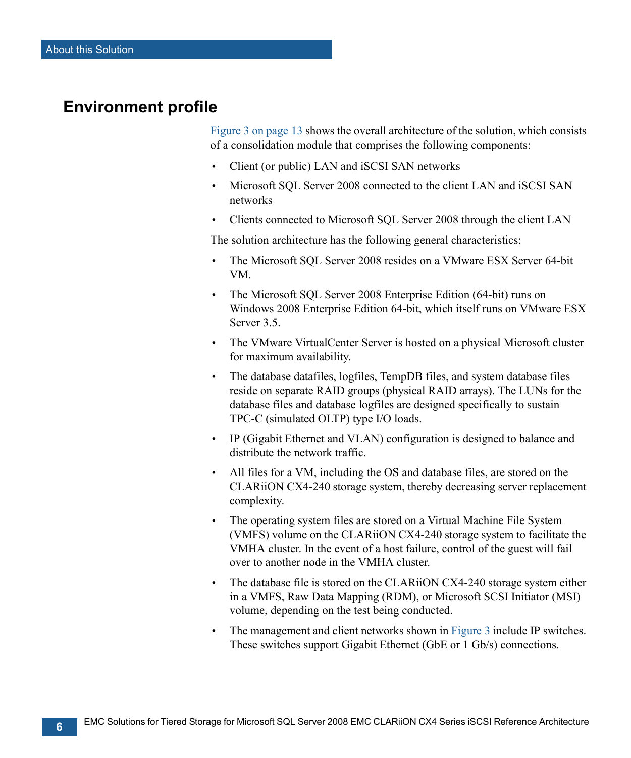## Environment profile

Figure 3 on page 13 shows the overall architecture of the solution, which consists of a consolidation module that comprises the following components:

- Client (or public) LAN and iSCSI SAN networks
- Microsoft SQL Server 2008 connected to the client LAN and iSCSI SAN networks
- Clients connected to Microsoft SQL Server 2008 through the client LAN

The solution architecture has the following general characteristics:

- The Microsoft SQL Server 2008 resides on a VMware ESX Server 64-bit VM.
- The Microsoft SQL Server 2008 Enterprise Edition (64-bit) runs on Windows 2008 Enterprise Edition 64-bit, which itself runs on VMware ESX Server 3.5.
- The VMware VirtualCenter Server is hosted on a physical Microsoft cluster for maximum availability.
- The database datafiles, logfiles, TempDB files, and system database files reside on separate RAID groups (physical RAID arrays). The LUNs for the database files and database logfiles are designed specifically to sustain TPC-C (simulated OLTP) type I/O loads.
- IP (Gigabit Ethernet and VLAN) configuration is designed to balance and distribute the network traffic.
- All files for a VM, including the OS and database files, are stored on the CLARiiON CX4-240 storage system, thereby decreasing server replacement complexity.
- The operating system files are stored on a Virtual Machine File System (VMFS) volume on the CLARiiON CX4-240 storage system to facilitate the VMHA cluster. In the event of a host failure, control of the guest will fail over to another node in the VMHA cluster.
- The database file is stored on the CLARiiON CX4-240 storage system either in a VMFS, Raw Data Mapping (RDM), or Microsoft SCSI Initiator (MSI) volume, depending on the test being conducted.
- The management and client networks shown in Figure 3 include IP switches. These switches support Gigabit Ethernet (GbE or 1 Gb/s) connections.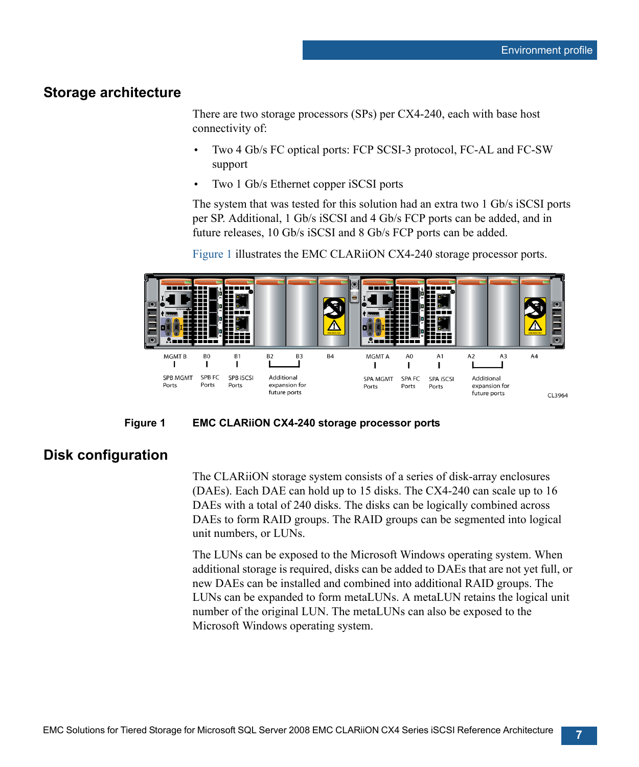## Storage architecture

There are two storage processors (SPs) per CX4-240, each with base host connectivity of:

- Two 4 Gb/s FC optical ports: FCP SCSI-3 protocol, FC-AL and FC-SW support
- Two 1 Gb/s Ethernet copper iSCSI ports

The system that was tested for this solution had an extra two 1 Gb/s iSCSI ports per SP. Additional, 1 Gb/s iSCSI and 4 Gb/s FCP ports can be added, and in future releases, 10 Gb/s iSCSI and 8 Gb/s FCP ports can be added.

Figure 1 illustrates the EMC CLARiiON CX4-240 storage processor ports.

**Figure 1** **EMC CLARiiON CX4-240 storage processor ports**

## Disk configuration

The CLARiiON storage system consists of a series of disk-array enclosures (DAEs). Each DAE can hold up to 15 disks. The CX4-240 can scale up to 16 DAEs with a total of 240 disks. The disks can be logically combined across DAEs to form RAID groups. The RAID groups can be segmented into logical unit numbers, or LUNs.

The LUNs can be exposed to the Microsoft Windows operating system. When additional storage is required, disks can be added to DAEs that are not yet full, or new DAEs can be installed and combined into additional RAID groups. The LUNs can be expanded to form metaLUNs. A metaLUN retains the logical unit number of the original LUN. The metaLUNs can also be exposed to the Microsoft Windows operating system.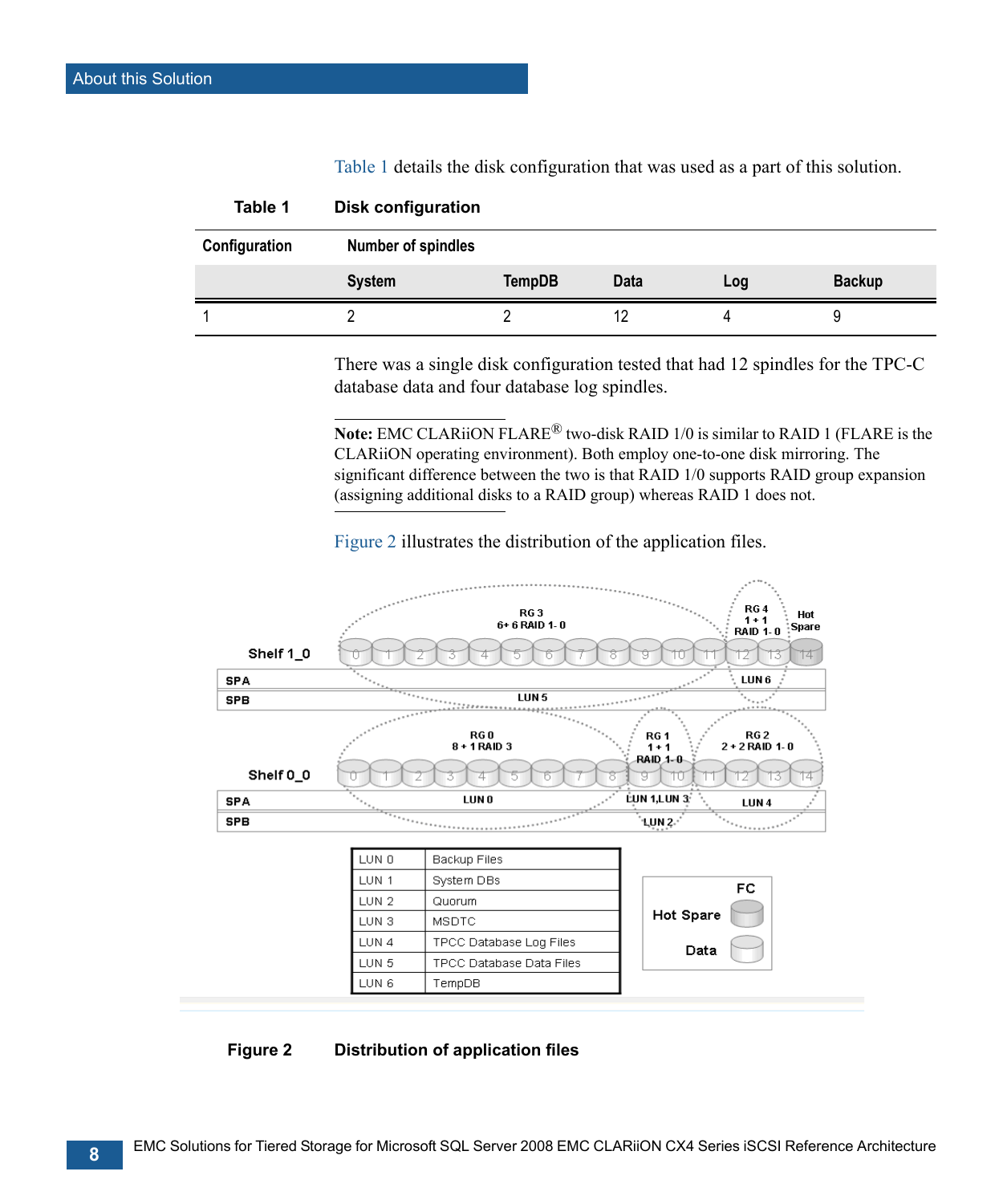Table 1 details the disk configuration that was used as a part of this solution.

**Table 1 Disk configuration**

| Configuration | Number of spindles | | | | |
|---|---|---|---|---|---|
| | System | TempDB | Data | Log | Backup |
| 1 | 2 | 2 | 12 | 4 | 9 |

There was a single disk configuration tested that had 12 spindles for the TPC-C database data and four database log spindles.

**Note:** EMC CLARiiON FLARE® two-disk RAID 1/0 is similar to RAID 1 (FLARE is the CLARiiON operating environment). Both employ one-to-one disk mirroring. The significant difference between the two is that RAID 1/0 supports RAID group expansion (assigning additional disks to a RAID group) whereas RAID 1 does not.

Figure 2 illustrates the distribution of the application files.

| LUN | Files |
|---|---|
| LUN 0 | Backup Files |
| LUN 1 | System DBs |
| LUN 2 | Quorum |
| LUN 3 | MSDTC |
| LUN 4 | TPCC Database Log Files |
| LUN 5 | TPCC Database Data Files |
| LUN 6 | TempDB |

**Figure 2 Distribution of application files**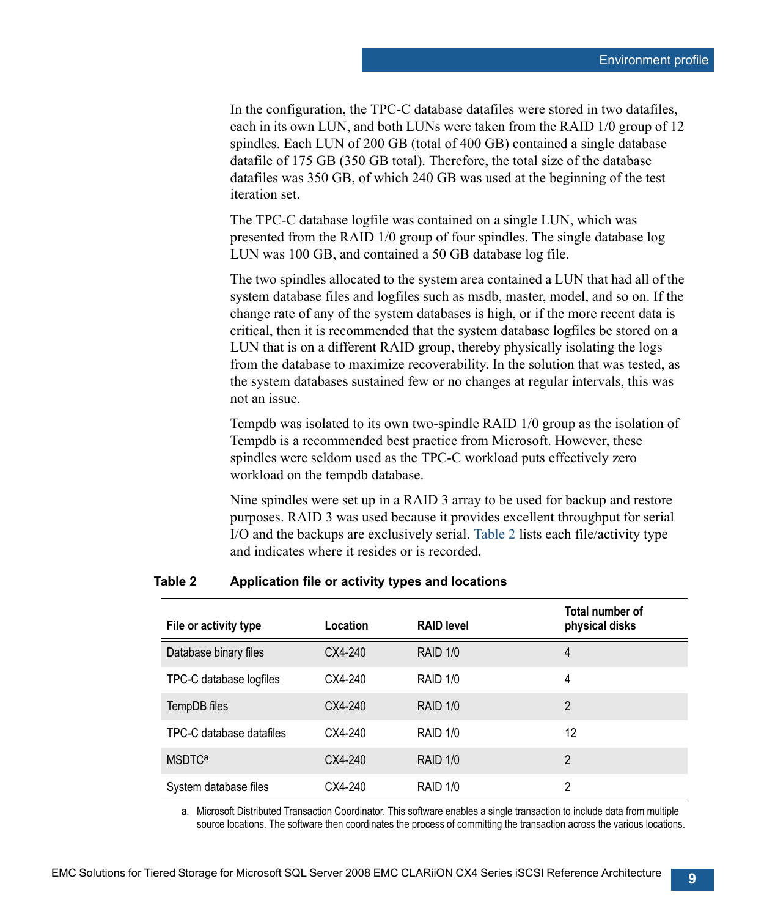In the configuration, the TPC-C database datafiles were stored in two datafiles, each in its own LUN, and both LUNs were taken from the RAID 1/0 group of 12 spindles. Each LUN of 200 GB (total of 400 GB) contained a single database datafile of 175 GB (350 GB total). Therefore, the total size of the database datafiles was 350 GB, of which 240 GB was used at the beginning of the test iteration set.

The TPC-C database logfile was contained on a single LUN, which was presented from the RAID 1/0 group of four spindles. The single database log LUN was 100 GB, and contained a 50 GB database log file.

The two spindles allocated to the system area contained a LUN that had all of the system database files and logfiles such as msdb, master, model, and so on. If the change rate of any of the system databases is high, or if the more recent data is critical, then it is recommended that the system database logfiles be stored on a LUN that is on a different RAID group, thereby physically isolating the logs from the database to maximize recoverability. In the solution that was tested, as the system databases sustained few or no changes at regular intervals, this was not an issue.

Tempdb was isolated to its own two-spindle RAID 1/0 group as the isolation of Tempdb is a recommended best practice from Microsoft. However, these spindles were seldom used as the TPC-C workload puts effectively zero workload on the tempdb database.

Nine spindles were set up in a RAID 3 array to be used for backup and restore purposes. RAID 3 was used because it provides excellent throughput for serial I/O and the backups are exclusively serial. Table 2 lists each file/activity type and indicates where it resides or is recorded.

**Table 2 Application file or activity types and locations**

| File or activity type | Location | RAID level | Total number of physical disks |
|---|---|---|---|
| Database binary files | CX4-240 | RAID 1/0 | 4 |
| TPC-C database logfiles | CX4-240 | RAID 1/0 | 4 |
| TempDB files | CX4-240 | RAID 1/0 | 2 |
| TPC-C database datafiles | CX4-240 | RAID 1/0 | 12 |
| MSDTC[a] | CX4-240 | RAID 1/0 | 2 |
| System database files | CX4-240 | RAID 1/0 | 2 |

a. Microsoft Distributed Transaction Coordinator. This software enables a single transaction to include data from multiple source locations. The software then coordinates the process of committing the transaction across the various locations.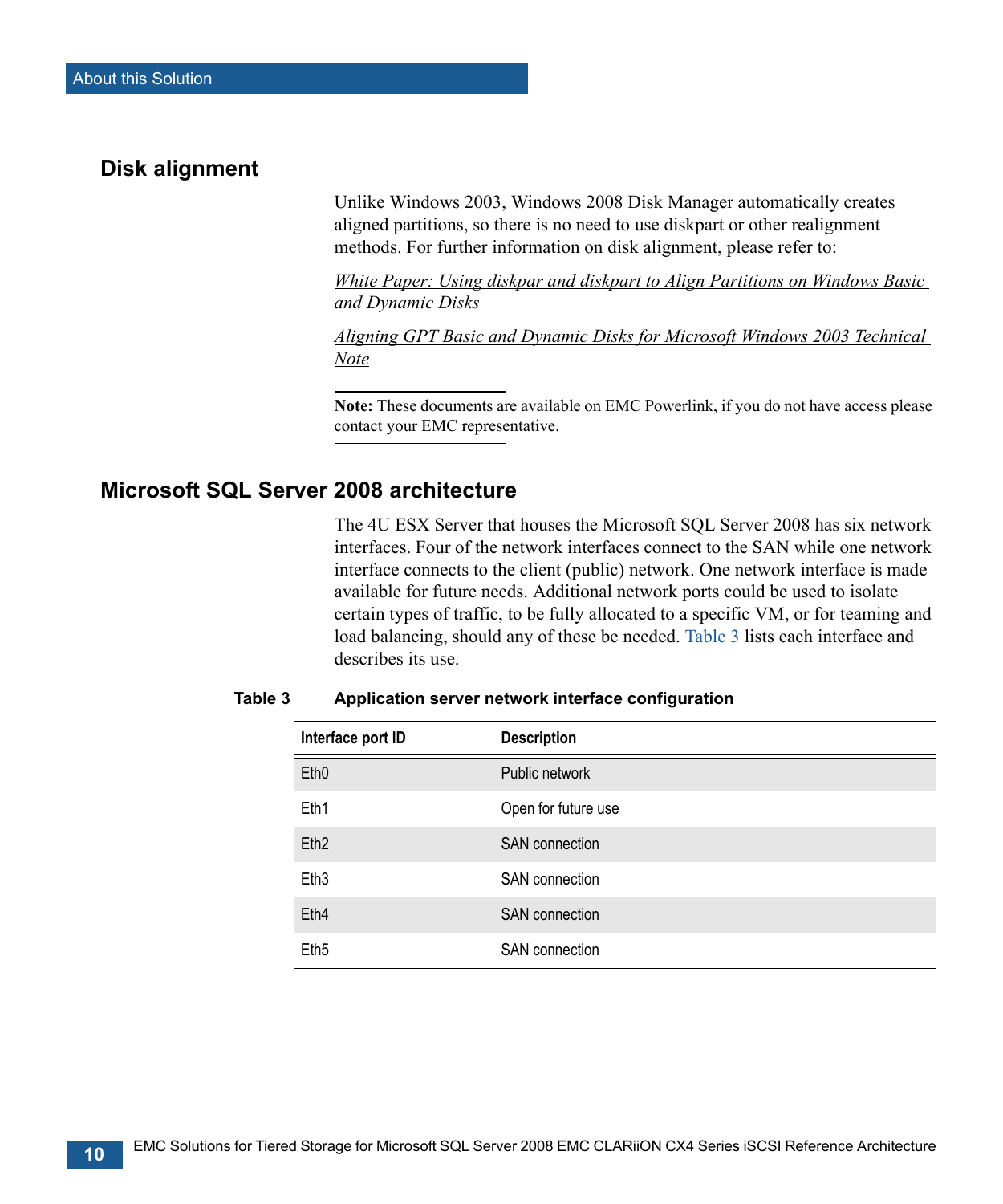## Disk alignment

Unlike Windows 2003, Windows 2008 Disk Manager automatically creates aligned partitions, so there is no need to use diskpart or other realignment methods. For further information on disk alignment, please refer to:

*White Paper: Using diskpar and diskpart to Align Partitions on Windows Basic and Dynamic Disks*

*Aligning GPT Basic and Dynamic Disks for Microsoft Windows 2003 Technical Note*

**Note:** These documents are available on EMC Powerlink, if you do not have access please contact your EMC representative.

## Microsoft SQL Server 2008 architecture

The 4U ESX Server that houses the Microsoft SQL Server 2008 has six network interfaces. Four of the network interfaces connect to the SAN while one network interface connects to the client (public) network. One network interface is made available for future needs. Additional network ports could be used to isolate certain types of traffic, to be fully allocated to a specific VM, or for teaming and load balancing, should any of these be needed. Table 3 lists each interface and describes its use.

**Table 3 Application server network interface configuration**

| Interface port ID | Description |
|---|---|
| Eth0 | Public network |
| Eth1 | Open for future use |
| Eth2 | SAN connection |
| Eth3 | SAN connection |
| Eth4 | SAN connection |
| Eth5 | SAN connection |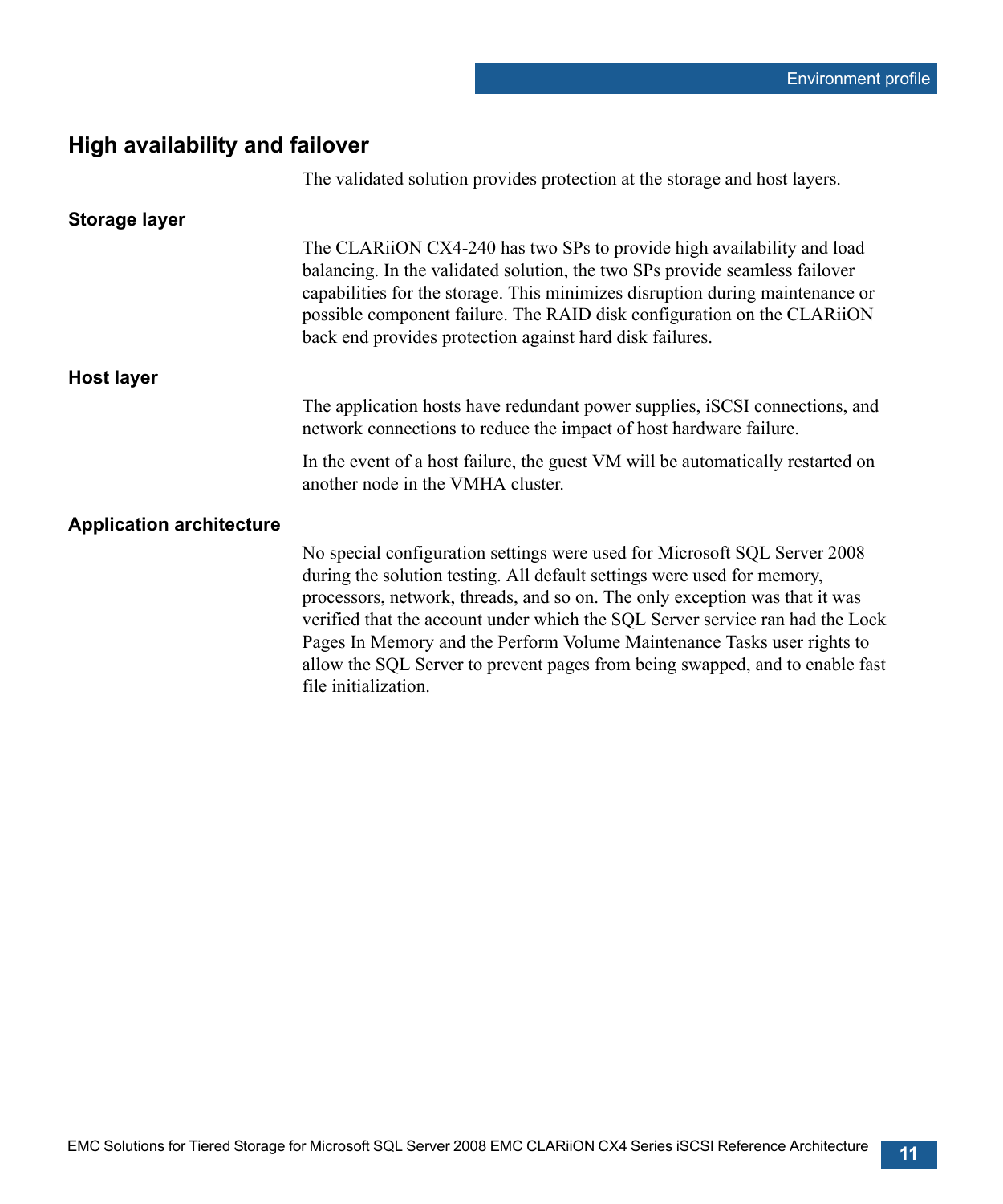## High availability and failover

The validated solution provides protection at the storage and host layers.

### Storage layer

The CLARiiON CX4-240 has two SPs to provide high availability and load balancing. In the validated solution, the two SPs provide seamless failover capabilities for the storage. This minimizes disruption during maintenance or possible component failure. The RAID disk configuration on the CLARiiON back end provides protection against hard disk failures.

### Host layer

The application hosts have redundant power supplies, iSCSI connections, and network connections to reduce the impact of host hardware failure.

In the event of a host failure, the guest VM will be automatically restarted on another node in the VMHA cluster.

### Application architecture

No special configuration settings were used for Microsoft SQL Server 2008 during the solution testing. All default settings were used for memory, processors, network, threads, and so on. The only exception was that it was verified that the account under which the SQL Server service ran had the Lock Pages In Memory and the Perform Volume Maintenance Tasks user rights to allow the SQL Server to prevent pages from being swapped, and to enable fast file initialization.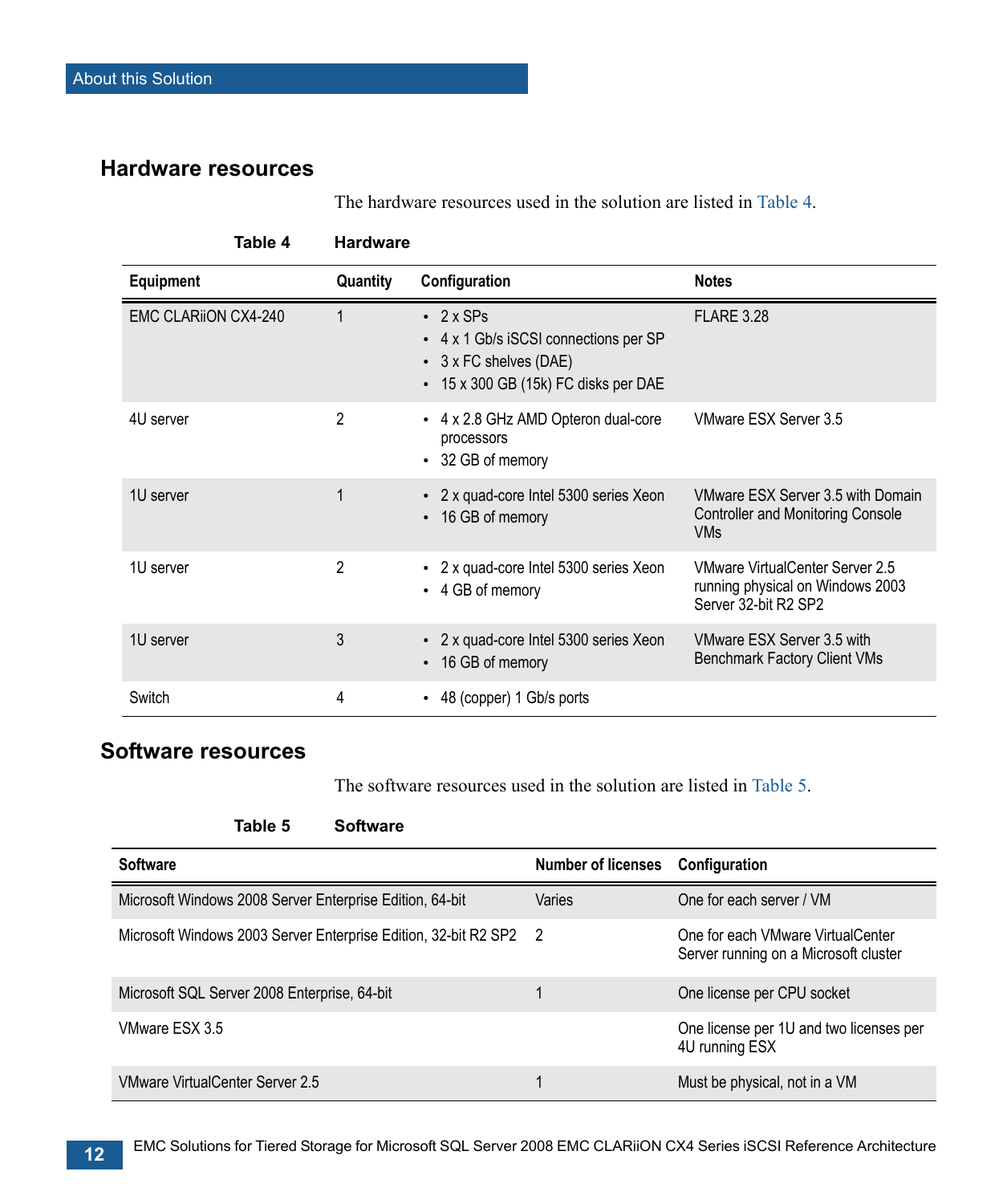## Hardware resources

The hardware resources used in the solution are listed in Table 4.

**Table 4 Hardware**

| Equipment | Quantity | Configuration | Notes |
|---|---|---|---|
| EMC CLARiiON CX4-240 | 1 | • 2 x SPs<br>• 4 x 1 Gb/s iSCSI connections per SP<br>• 3 x FC shelves (DAE)<br>• 15 x 300 GB (15k) FC disks per DAE | FLARE 3.28 |
| 4U server | 2 | • 4 x 2.8 GHz AMD Opteron dual-core processors<br>• 32 GB of memory | VMware ESX Server 3.5 |
| 1U server | 1 | • 2 x quad-core Intel 5300 series Xeon<br>• 16 GB of memory | VMware ESX Server 3.5 with Domain Controller and Monitoring Console VMs |
| 1U server | 2 | • 2 x quad-core Intel 5300 series Xeon<br>• 4 GB of memory | VMware VirtualCenter Server 2.5 running physical on Windows 2003 Server 32-bit R2 SP2 |
| 1U server | 3 | • 2 x quad-core Intel 5300 series Xeon<br>• 16 GB of memory | VMware ESX Server 3.5 with Benchmark Factory Client VMs |
| Switch | 4 | • 48 (copper) 1 Gb/s ports | |

## Software resources

The software resources used in the solution are listed in Table 5.

**Table 5 Software**

| Software | Number of licenses | Configuration |
|---|---|---|
| Microsoft Windows 2008 Server Enterprise Edition, 64-bit | Varies | One for each server / VM |
| Microsoft Windows 2003 Server Enterprise Edition, 32-bit R2 SP2 | 2 | One for each VMware VirtualCenter Server running on a Microsoft cluster |
| Microsoft SQL Server 2008 Enterprise, 64-bit | 1 | One license per CPU socket |
| VMware ESX 3.5 | | One license per 1U and two licenses per 4U running ESX |
| VMware VirtualCenter Server 2.5 | 1 | Must be physical, not in a VM |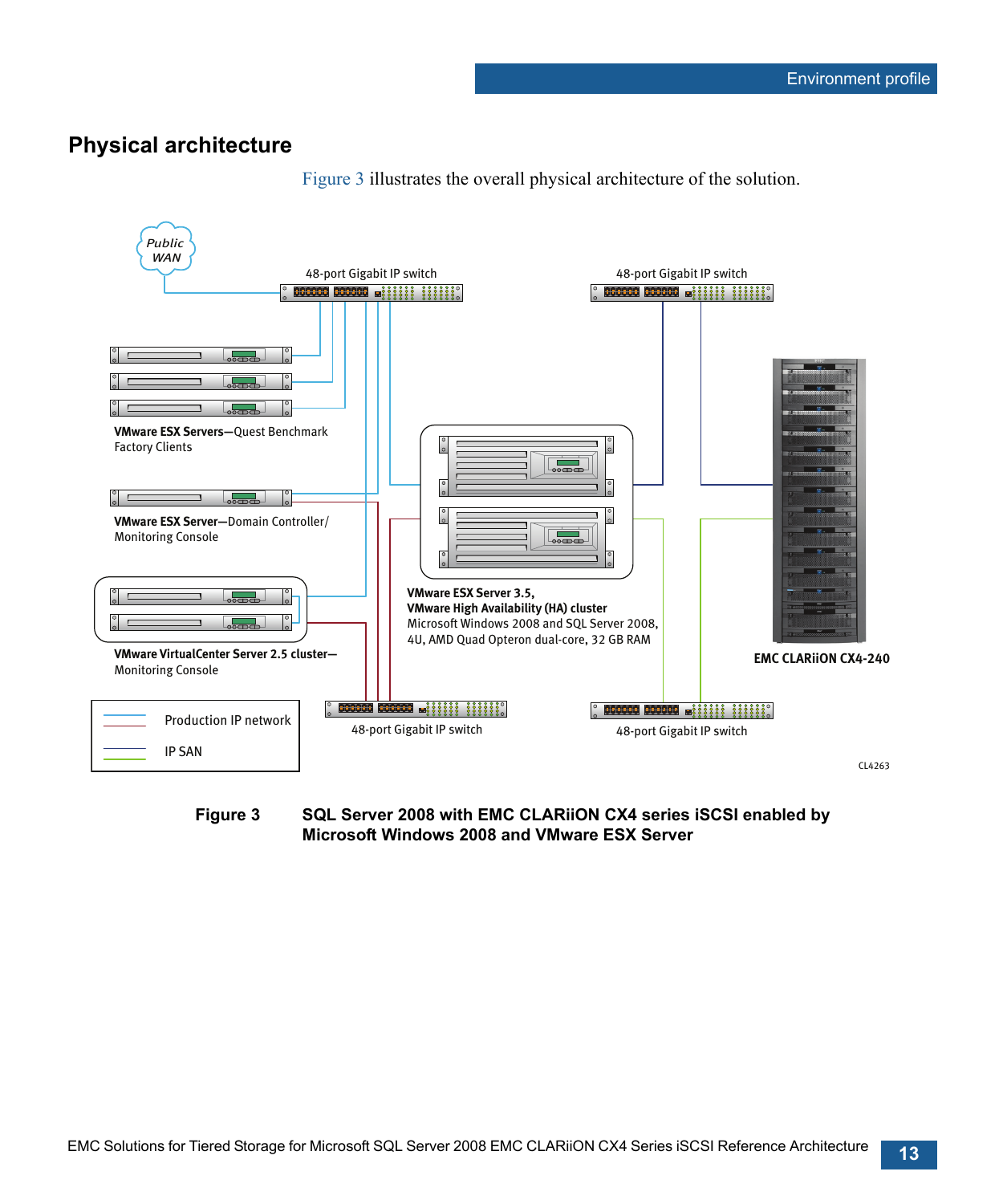## Physical architecture

Figure 3 illustrates the overall physical architecture of the solution.

**Figure 3 SQL Server 2008 with EMC CLARiiON CX4 series iSCSI enabled by Microsoft Windows 2008 and VMware ESX Server**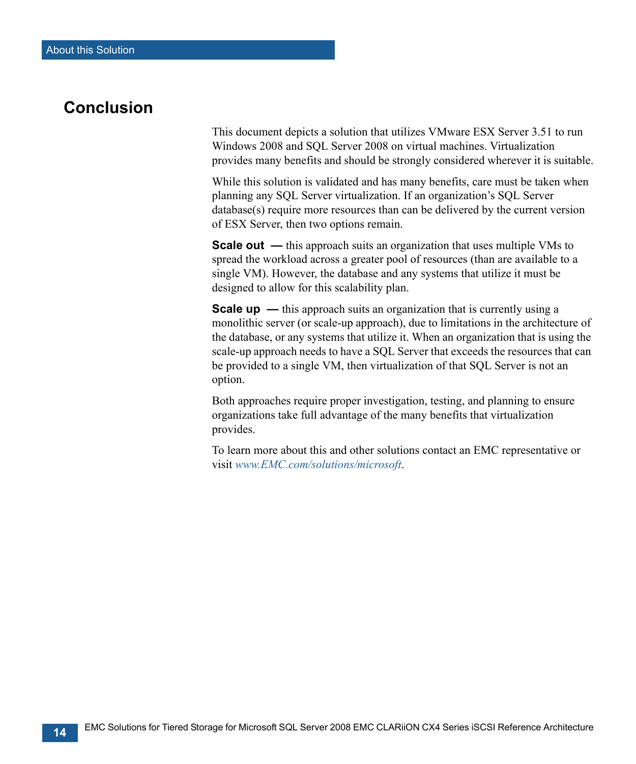## Conclusion

This document depicts a solution that utilizes VMware ESX Server 3.51 to run Windows 2008 and SQL Server 2008 on virtual machines. Virtualization provides many benefits and should be strongly considered wherever it is suitable.

While this solution is validated and has many benefits, care must be taken when planning any SQL Server virtualization. If an organization's SQL Server database(s) require more resources than can be delivered by the current version of ESX Server, then two options remain.

**Scale out —** this approach suits an organization that uses multiple VMs to spread the workload across a greater pool of resources (than are available to a single VM). However, the database and any systems that utilize it must be designed to allow for this scalability plan.

**Scale up —** this approach suits an organization that is currently using a monolithic server (or scale-up approach), due to limitations in the architecture of the database, or any systems that utilize it. When an organization that is using the scale-up approach needs to have a SQL Server that exceeds the resources that can be provided to a single VM, then virtualization of that SQL Server is not an option.

Both approaches require proper investigation, testing, and planning to ensure organizations take full advantage of the many benefits that virtualization provides.

To learn more about this and other solutions contact an EMC representative or visit *www.EMC.com/solutions/microsoft*.